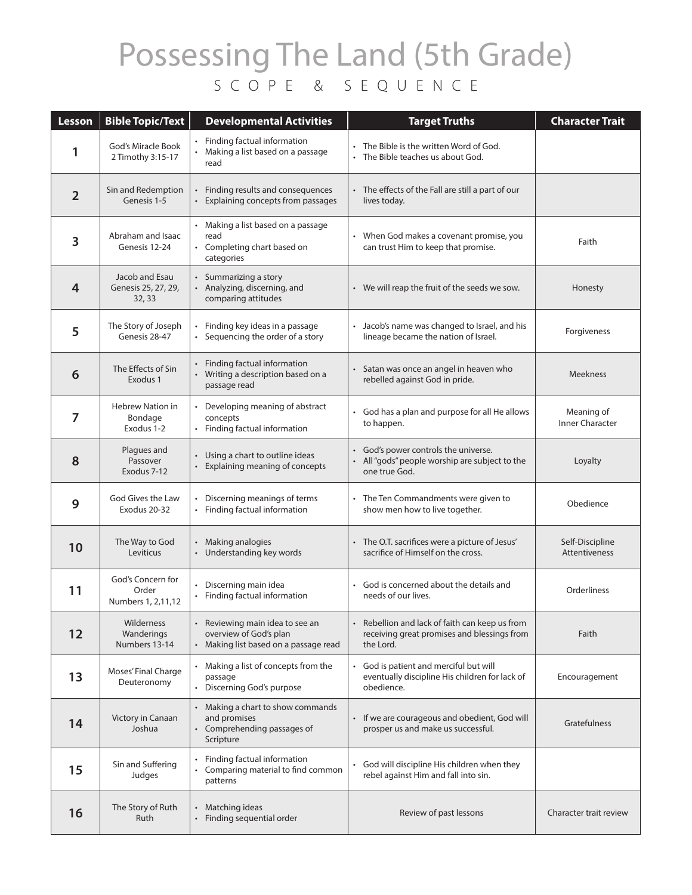# Possessing The Land (5th Grade)

## SCOPE & SEQUENCE

| Lesson | Bible Topic/Text | Developmental Activities | Target Truths | Character Trait |
|---|---|---|---|---|
| 1 | God's Miracle Book 2 Timothy 3:15-17 | • Finding factual information<br>• Making a list based on a passage read | • The Bible is the written Word of God.<br>• The Bible teaches us about God. | |
| 2 | Sin and Redemption Genesis 1-5 | • Finding results and consequences<br>• Explaining concepts from passages | • The effects of the Fall are still a part of our lives today. | |
| 3 | Abraham and Isaac Genesis 12-24 | • Making a list based on a passage read<br>• Completing chart based on categories | • When God makes a covenant promise, you can trust Him to keep that promise. | Faith |
| 4 | Jacob and Esau Genesis 25, 27, 29, 32, 33 | • Summarizing a story<br>• Analyzing, discerning, and comparing attitudes | • We will reap the fruit of the seeds we sow. | Honesty |
| 5 | The Story of Joseph Genesis 28-47 | • Finding key ideas in a passage<br>• Sequencing the order of a story | • Jacob's name was changed to Israel, and his lineage became the nation of Israel. | Forgiveness |
| 6 | The Effects of Sin Exodus 1 | • Finding factual information<br>• Writing a description based on a passage read | • Satan was once an angel in heaven who rebelled against God in pride. | Meekness |
| 7 | Hebrew Nation in Bondage Exodus 1-2 | • Developing meaning of abstract concepts<br>• Finding factual information | • God has a plan and purpose for all He allows to happen. | Meaning of Inner Character |
| 8 | Plagues and Passover Exodus 7-12 | • Using a chart to outline ideas<br>• Explaining meaning of concepts | • God's power controls the universe.<br>• All "gods" people worship are subject to the one true God. | Loyalty |
| 9 | God Gives the Law Exodus 20-32 | • Discerning meanings of terms<br>• Finding factual information | • The Ten Commandments were given to show men how to live together. | Obedience |
| 10 | The Way to God Leviticus | • Making analogies<br>• Understanding key words | • The O.T. sacrifices were a picture of Jesus' sacrifice of Himself on the cross. | Self-Discipline Attentiveness |
| 11 | God's Concern for Order Numbers 1, 2,11,12 | • Discerning main idea<br>• Finding factual information | • God is concerned about the details and needs of our lives. | Orderliness |
| 12 | Wilderness Wanderings Numbers 13-14 | • Reviewing main idea to see an overview of God's plan<br>• Making list based on a passage read | • Rebellion and lack of faith can keep us from receiving great promises and blessings from the Lord. | Faith |
| 13 | Moses' Final Charge Deuteronomy | • Making a list of concepts from the passage<br>• Discerning God's purpose | • God is patient and merciful but will eventually discipline His children for lack of obedience. | Encouragement |
| 14 | Victory in Canaan Joshua | • Making a chart to show commands and promises<br>• Comprehending passages of Scripture | • If we are courageous and obedient, God will prosper us and make us successful. | Gratefulness |
| 15 | Sin and Suffering Judges | • Finding factual information<br>• Comparing material to find common patterns | • God will discipline His children when they rebel against Him and fall into sin. | |
| 16 | The Story of Ruth Ruth | • Matching ideas<br>• Finding sequential order | Review of past lessons | Character trait review |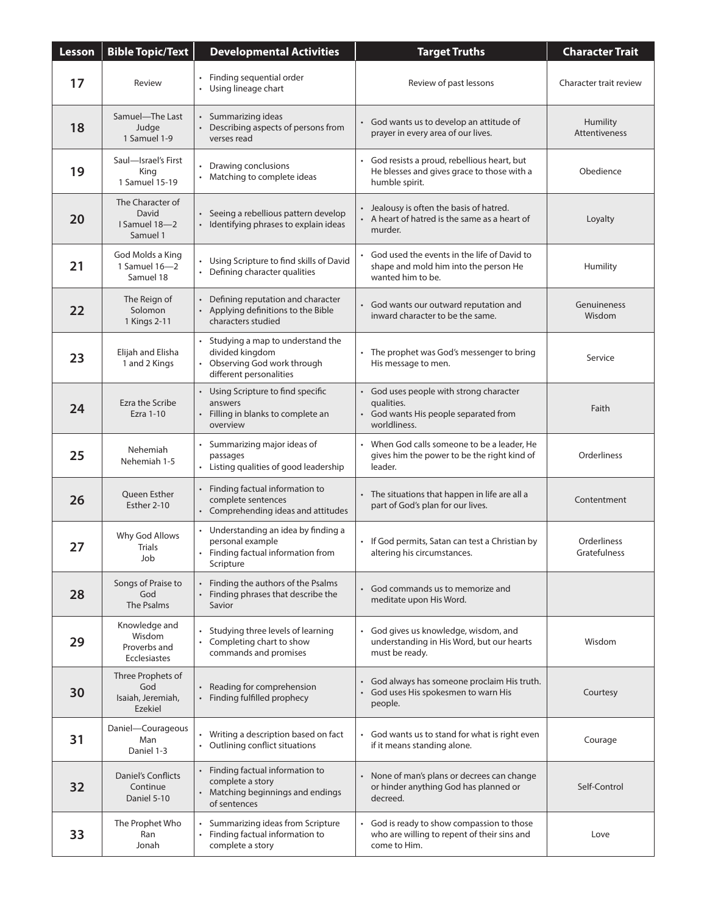| Lesson | Bible Topic/Text | Developmental Activities | Target Truths | Character Trait |
|---|---|---|---|---|
| 17 | Review | • Finding sequential order<br>• Using lineage chart | Review of past lessons | Character trait review |
| 18 | Samuel—The Last Judge<br>1 Samuel 1-9 | • Summarizing ideas<br>• Describing aspects of persons from verses read | • God wants us to develop an attitude of prayer in every area of our lives. | Humility<br>Attentiveness |
| 19 | Saul—Israel's First King<br>1 Samuel 15-19 | • Drawing conclusions<br>• Matching to complete ideas | • God resists a proud, rebellious heart, but He blesses and gives grace to those with a humble spirit. | Obedience |
| 20 | The Character of David<br>I Samuel 18—2 Samuel 1 | • Seeing a rebellious pattern develop<br>• Identifying phrases to explain ideas | • Jealousy is often the basis of hatred.<br>• A heart of hatred is the same as a heart of murder. | Loyalty |
| 21 | God Molds a King<br>1 Samuel 16—2 Samuel 18 | • Using Scripture to find skills of David<br>• Defining character qualities | • God used the events in the life of David to shape and mold him into the person He wanted him to be. | Humility |
| 22 | The Reign of Solomon<br>1 Kings 2-11 | • Defining reputation and character<br>• Applying definitions to the Bible characters studied | • God wants our outward reputation and inward character to be the same. | Genuineness<br>Wisdom |
| 23 | Elijah and Elisha<br>1 and 2 Kings | • Studying a map to understand the divided kingdom<br>• Observing God work through different personalities | • The prophet was God's messenger to bring His message to men. | Service |
| 24 | Ezra the Scribe<br>Ezra 1-10 | • Using Scripture to find specific answers<br>• Filling in blanks to complete an overview | • God uses people with strong character qualities.<br>• God wants His people separated from worldliness. | Faith |
| 25 | Nehemiah<br>Nehemiah 1-5 | • Summarizing major ideas of passages<br>• Listing qualities of good leadership | • When God calls someone to be a leader, He gives him the power to be the right kind of leader. | Orderliness |
| 26 | Queen Esther<br>Esther 2-10 | • Finding factual information to complete sentences<br>• Comprehending ideas and attitudes | • The situations that happen in life are all a part of God's plan for our lives. | Contentment |
| 27 | Why God Allows Trials<br>Job | • Understanding an idea by finding a personal example<br>• Finding factual information from Scripture | • If God permits, Satan can test a Christian by altering his circumstances. | Orderliness<br>Gratefulness |
| 28 | Songs of Praise to God<br>The Psalms | • Finding the authors of the Psalms<br>• Finding phrases that describe the Savior | • God commands us to memorize and meditate upon His Word. | |
| 29 | Knowledge and Wisdom<br>Proverbs and Ecclesiastes | • Studying three levels of learning<br>• Completing chart to show commands and promises | • God gives us knowledge, wisdom, and understanding in His Word, but our hearts must be ready. | Wisdom |
| 30 | Three Prophets of God<br>Isaiah, Jeremiah, Ezekiel | • Reading for comprehension<br>• Finding fulfilled prophecy | • God always has someone proclaim His truth.<br>• God uses His spokesmen to warn His people. | Courtesy |
| 31 | Daniel—Courageous Man<br>Daniel 1-3 | • Writing a description based on fact<br>• Outlining conflict situations | • God wants us to stand for what is right even if it means standing alone. | Courage |
| 32 | Daniel's Conflicts Continue<br>Daniel 5-10 | • Finding factual information to complete a story<br>• Matching beginnings and endings of sentences | • None of man's plans or decrees can change or hinder anything God has planned or decreed. | Self-Control |
| 33 | The Prophet Who Ran<br>Jonah | • Summarizing ideas from Scripture<br>• Finding factual information to complete a story | • God is ready to show compassion to those who are willing to repent of their sins and come to Him. | Love |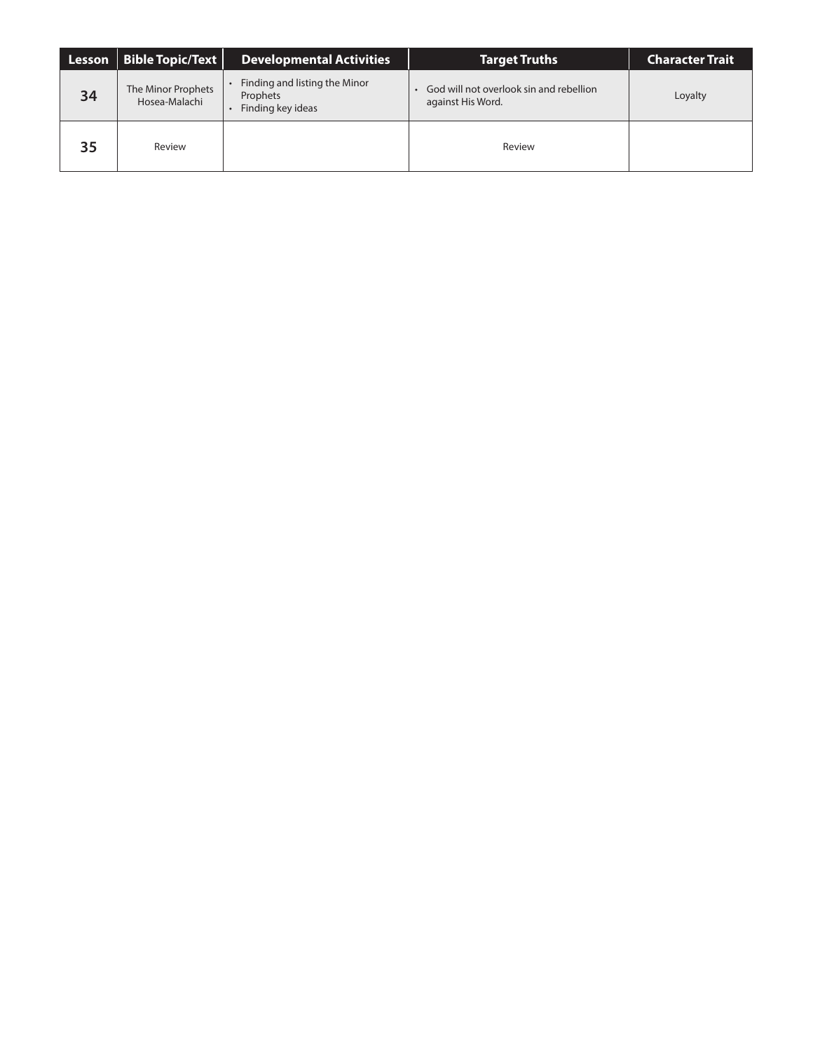| Lesson | Bible Topic/Text | Developmental Activities | Target Truths | Character Trait |
| --- | --- | --- | --- | --- |
| 34 | The Minor Prophets Hosea-Malachi | • Finding and listing the Minor Prophets<br>• Finding key ideas | • God will not overlook sin and rebellion against His Word. | Loyalty |
| 35 | Review | | Review | |